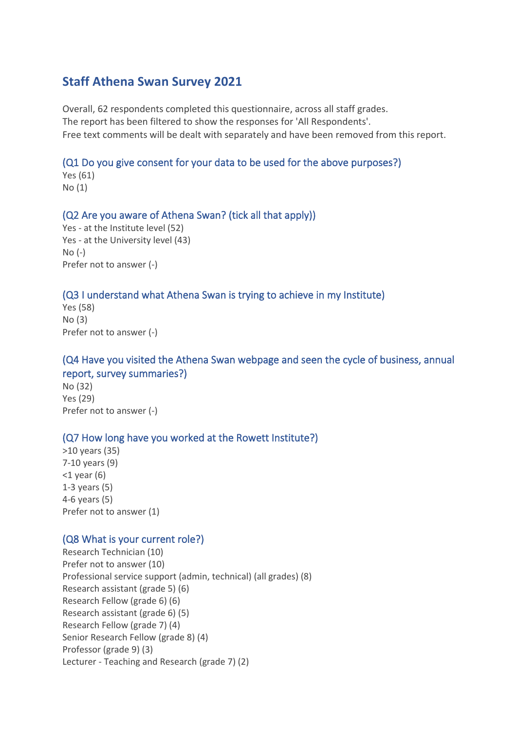# Staff Athena Swan Survey 2021

Overall, 62 respondents completed this questionnaire, across all staff grades.
The report has been filtered to show the responses for 'All Respondents'.
Free text comments will be dealt with separately and have been removed from this report.

### (Q1 Do you give consent for your data to be used for the above purposes?)

Yes (61)
No (1)

### (Q2 Are you aware of Athena Swan? (tick all that apply))

Yes - at the Institute level (52)
Yes - at the University level (43)
No (-)
Prefer not to answer (-)

### (Q3 I understand what Athena Swan is trying to achieve in my Institute)

Yes (58)
No (3)
Prefer not to answer (-)

### (Q4 Have you visited the Athena Swan webpage and seen the cycle of business, annual report, survey summaries?)

No (32)
Yes (29)
Prefer not to answer (-)

### (Q7 How long have you worked at the Rowett Institute?)

>10 years (35)
7-10 years (9)
<1 year (6)
1-3 years (5)
4-6 years (5)
Prefer not to answer (1)

### (Q8 What is your current role?)

Research Technician (10)
Prefer not to answer (10)
Professional service support (admin, technical) (all grades) (8)
Research assistant (grade 5) (6)
Research Fellow (grade 6) (6)
Research assistant (grade 6) (5)
Research Fellow (grade 7) (4)
Senior Research Fellow (grade 8) (4)
Professor (grade 9) (3)
Lecturer - Teaching and Research (grade 7) (2)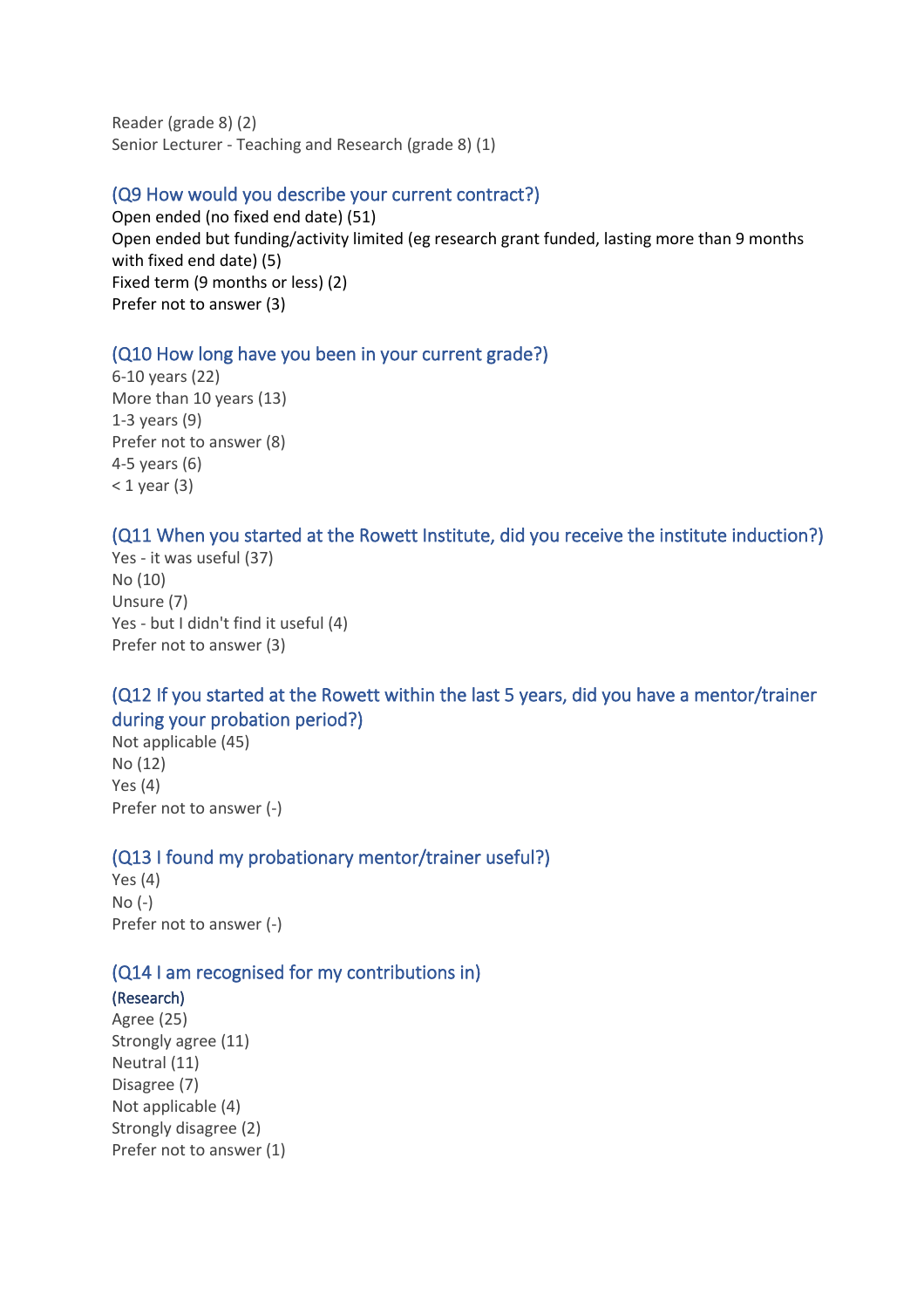Reader (grade 8) (2)
Senior Lecturer - Teaching and Research (grade 8) (1)

### (Q9 How would you describe your current contract?)

Open ended (no fixed end date) (51)
Open ended but funding/activity limited (eg research grant funded, lasting more than 9 months with fixed end date) (5)
Fixed term (9 months or less) (2)
Prefer not to answer (3)

### (Q10 How long have you been in your current grade?)

6-10 years (22)
More than 10 years (13)
1-3 years (9)
Prefer not to answer (8)
4-5 years (6)
< 1 year (3)

### (Q11 When you started at the Rowett Institute, did you receive the institute induction?)

Yes - it was useful (37)
No (10)
Unsure (7)
Yes - but I didn't find it useful (4)
Prefer not to answer (3)

### (Q12 If you started at the Rowett within the last 5 years, did you have a mentor/trainer during your probation period?)

Not applicable (45)
No (12)
Yes (4)
Prefer not to answer (-)

### (Q13 I found my probationary mentor/trainer useful?)

Yes (4)
No (-)
Prefer not to answer (-)

### (Q14 I am recognised for my contributions in)

#### (Research)

Agree (25)
Strongly agree (11)
Neutral (11)
Disagree (7)
Not applicable (4)
Strongly disagree (2)
Prefer not to answer (1)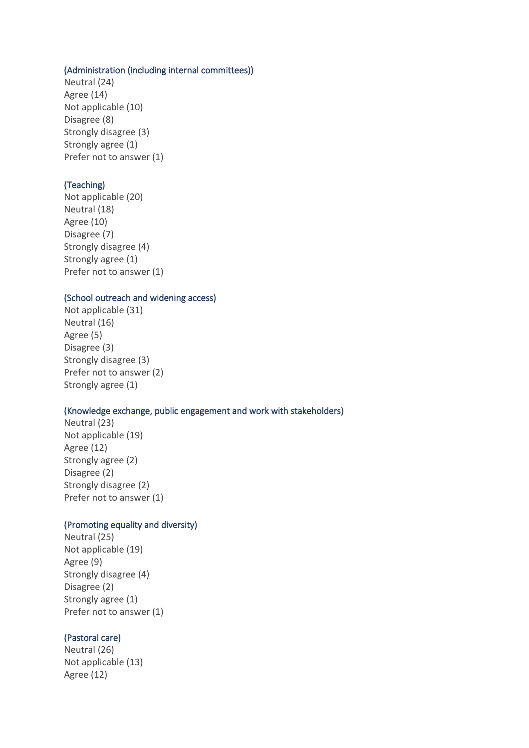(Administration (including internal committees))

Neutral (24)
Agree (14)
Not applicable (10)
Disagree (8)
Strongly disagree (3)
Strongly agree (1)
Prefer not to answer (1)

(Teaching)

Not applicable (20)
Neutral (18)
Agree (10)
Disagree (7)
Strongly disagree (4)
Strongly agree (1)
Prefer not to answer (1)

(School outreach and widening access)

Not applicable (31)
Neutral (16)
Agree (5)
Disagree (3)
Strongly disagree (3)
Prefer not to answer (2)
Strongly agree (1)

(Knowledge exchange, public engagement and work with stakeholders)

Neutral (23)
Not applicable (19)
Agree (12)
Strongly agree (2)
Disagree (2)
Strongly disagree (2)
Prefer not to answer (1)

(Promoting equality and diversity)

Neutral (25)
Not applicable (19)
Agree (9)
Strongly disagree (4)
Disagree (2)
Strongly agree (1)
Prefer not to answer (1)

(Pastoral care)

Neutral (26)
Not applicable (13)
Agree (12)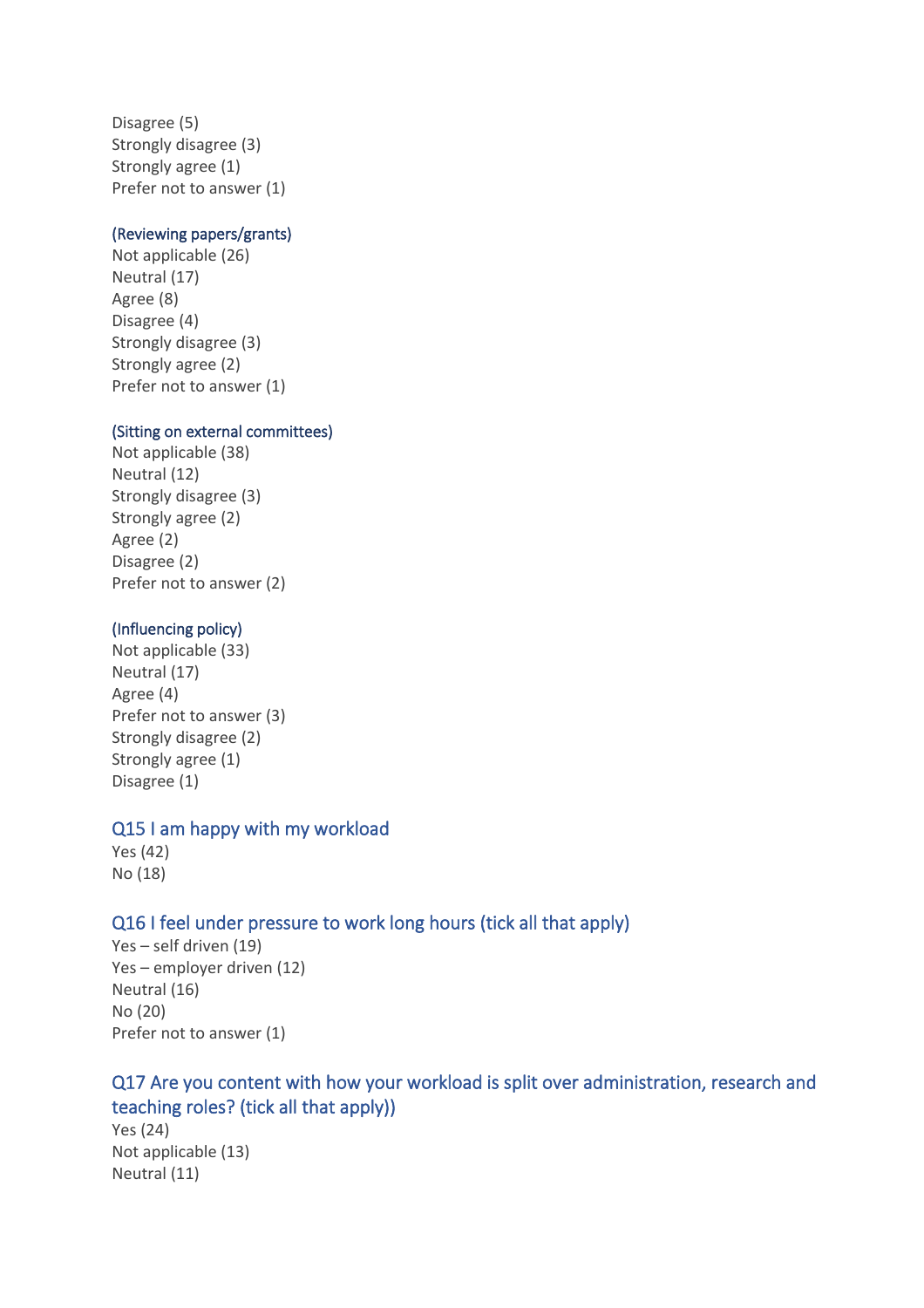Disagree (5)
Strongly disagree (3)
Strongly agree (1)
Prefer not to answer (1)

#### (Reviewing papers/grants)

Not applicable (26)
Neutral (17)
Agree (8)
Disagree (4)
Strongly disagree (3)
Strongly agree (2)
Prefer not to answer (1)

#### (Sitting on external committees)

Not applicable (38)
Neutral (12)
Strongly disagree (3)
Strongly agree (2)
Agree (2)
Disagree (2)
Prefer not to answer (2)

#### (Influencing policy)

Not applicable (33)
Neutral (17)
Agree (4)
Prefer not to answer (3)
Strongly disagree (2)
Strongly agree (1)
Disagree (1)

### Q15 I am happy with my workload

Yes (42)
No (18)

### Q16 I feel under pressure to work long hours (tick all that apply)

Yes – self driven (19)
Yes – employer driven (12)
Neutral (16)
No (20)
Prefer not to answer (1)

### Q17 Are you content with how your workload is split over administration, research and teaching roles? (tick all that apply))

Yes (24)
Not applicable (13)
Neutral (11)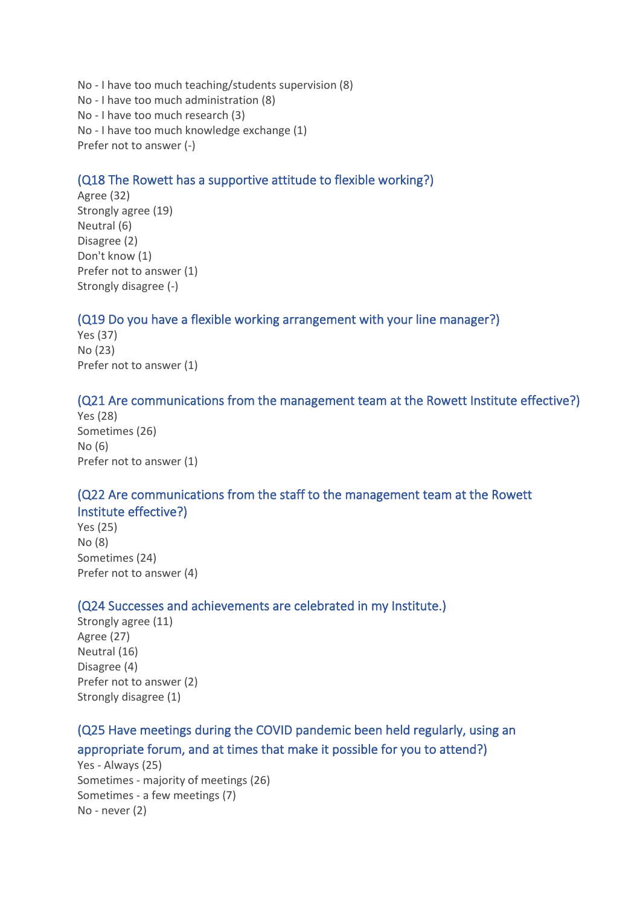No - I have too much teaching/students supervision (8)
No - I have too much administration (8)
No - I have too much research (3)
No - I have too much knowledge exchange (1)
Prefer not to answer (-)

### (Q18 The Rowett has a supportive attitude to flexible working?)

Agree (32)
Strongly agree (19)
Neutral (6)
Disagree (2)
Don't know (1)
Prefer not to answer (1)
Strongly disagree (-)

### (Q19 Do you have a flexible working arrangement with your line manager?)

Yes (37)
No (23)
Prefer not to answer (1)

### (Q21 Are communications from the management team at the Rowett Institute effective?)

Yes (28)
Sometimes (26)
No (6)
Prefer not to answer (1)

### (Q22 Are communications from the staff to the management team at the Rowett Institute effective?)

Yes (25)
No (8)
Sometimes (24)
Prefer not to answer (4)

### (Q24 Successes and achievements are celebrated in my Institute.)

Strongly agree (11)
Agree (27)
Neutral (16)
Disagree (4)
Prefer not to answer (2)
Strongly disagree (1)

### (Q25 Have meetings during the COVID pandemic been held regularly, using an appropriate forum, and at times that make it possible for you to attend?)

Yes - Always (25)
Sometimes - majority of meetings (26)
Sometimes - a few meetings (7)
No - never (2)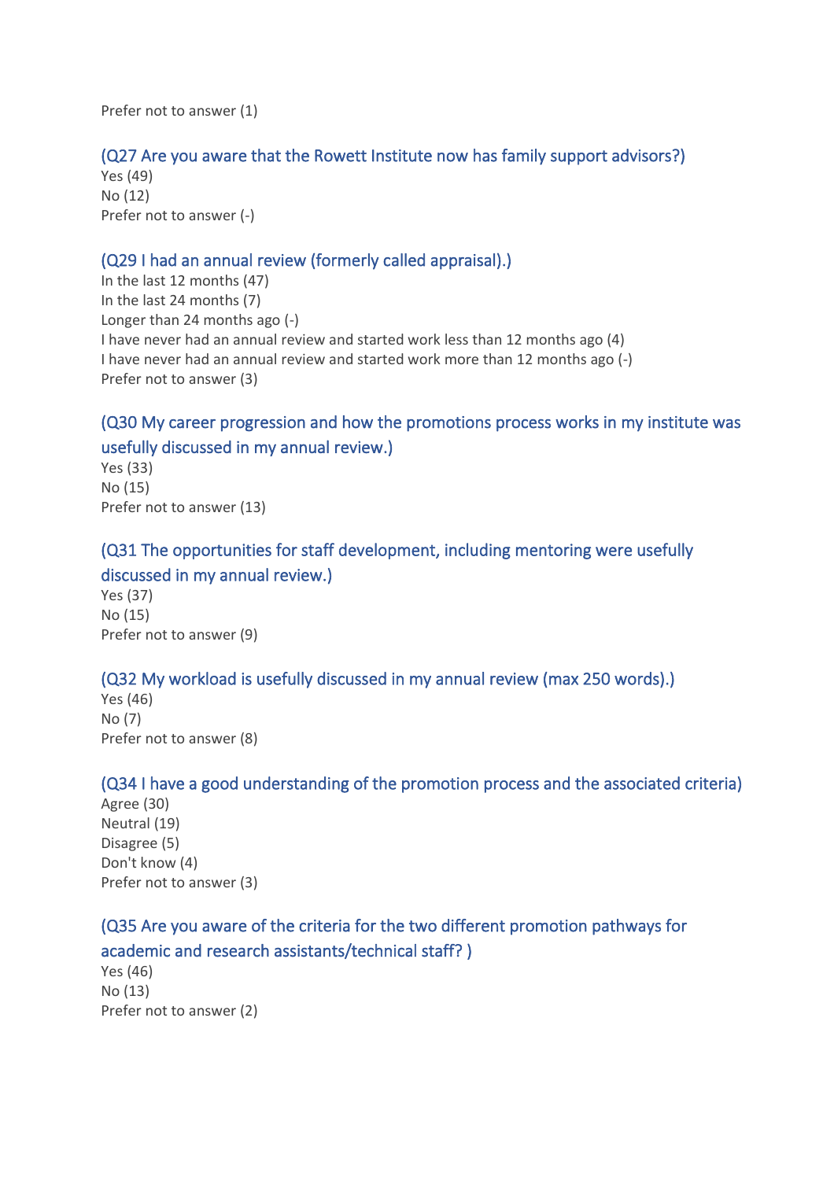Prefer not to answer (1)

### (Q27 Are you aware that the Rowett Institute now has family support advisors?)

Yes (49)
No (12)
Prefer not to answer (-)

### (Q29 I had an annual review (formerly called appraisal).)

In the last 12 months (47)
In the last 24 months (7)
Longer than 24 months ago (-)
I have never had an annual review and started work less than 12 months ago (4)
I have never had an annual review and started work more than 12 months ago (-)
Prefer not to answer (3)

### (Q30 My career progression and how the promotions process works in my institute was usefully discussed in my annual review.)

Yes (33)
No (15)
Prefer not to answer (13)

### (Q31 The opportunities for staff development, including mentoring were usefully discussed in my annual review.)

Yes (37)
No (15)
Prefer not to answer (9)

### (Q32 My workload is usefully discussed in my annual review (max 250 words).)

Yes (46)
No (7)
Prefer not to answer (8)

### (Q34 I have a good understanding of the promotion process and the associated criteria)

Agree (30)
Neutral (19)
Disagree (5)
Don't know (4)
Prefer not to answer (3)

### (Q35 Are you aware of the criteria for the two different promotion pathways for academic and research assistants/technical staff? )

Yes (46)
No (13)
Prefer not to answer (2)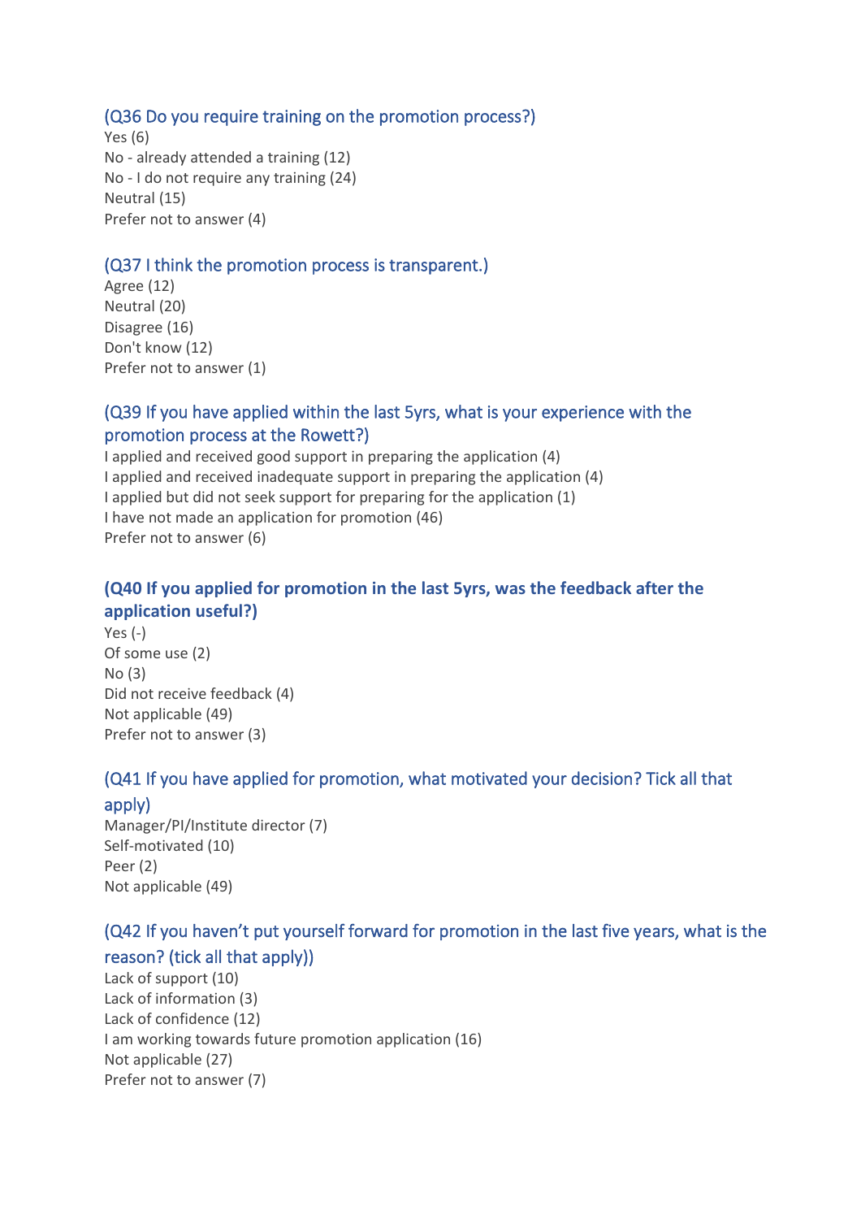### (Q36 Do you require training on the promotion process?)

Yes (6)
No - already attended a training (12)
No - I do not require any training (24)
Neutral (15)
Prefer not to answer (4)

### (Q37 I think the promotion process is transparent.)

Agree (12)
Neutral (20)
Disagree (16)
Don't know (12)
Prefer not to answer (1)

### (Q39 If you have applied within the last 5yrs, what is your experience with the promotion process at the Rowett?)

I applied and received good support in preparing the application (4)
I applied and received inadequate support in preparing the application (4)
I applied but did not seek support for preparing for the application (1)
I have not made an application for promotion (46)
Prefer not to answer (6)

### **(Q40 If you applied for promotion in the last 5yrs, was the feedback after the application useful?)**

Yes (-)
Of some use (2)
No (3)
Did not receive feedback (4)
Not applicable (49)
Prefer not to answer (3)

### (Q41 If you have applied for promotion, what motivated your decision? Tick all that apply)

Manager/PI/Institute director (7)
Self-motivated (10)
Peer (2)
Not applicable (49)

### (Q42 If you haven't put yourself forward for promotion in the last five years, what is the reason? (tick all that apply))

Lack of support (10)
Lack of information (3)
Lack of confidence (12)
I am working towards future promotion application (16)
Not applicable (27)
Prefer not to answer (7)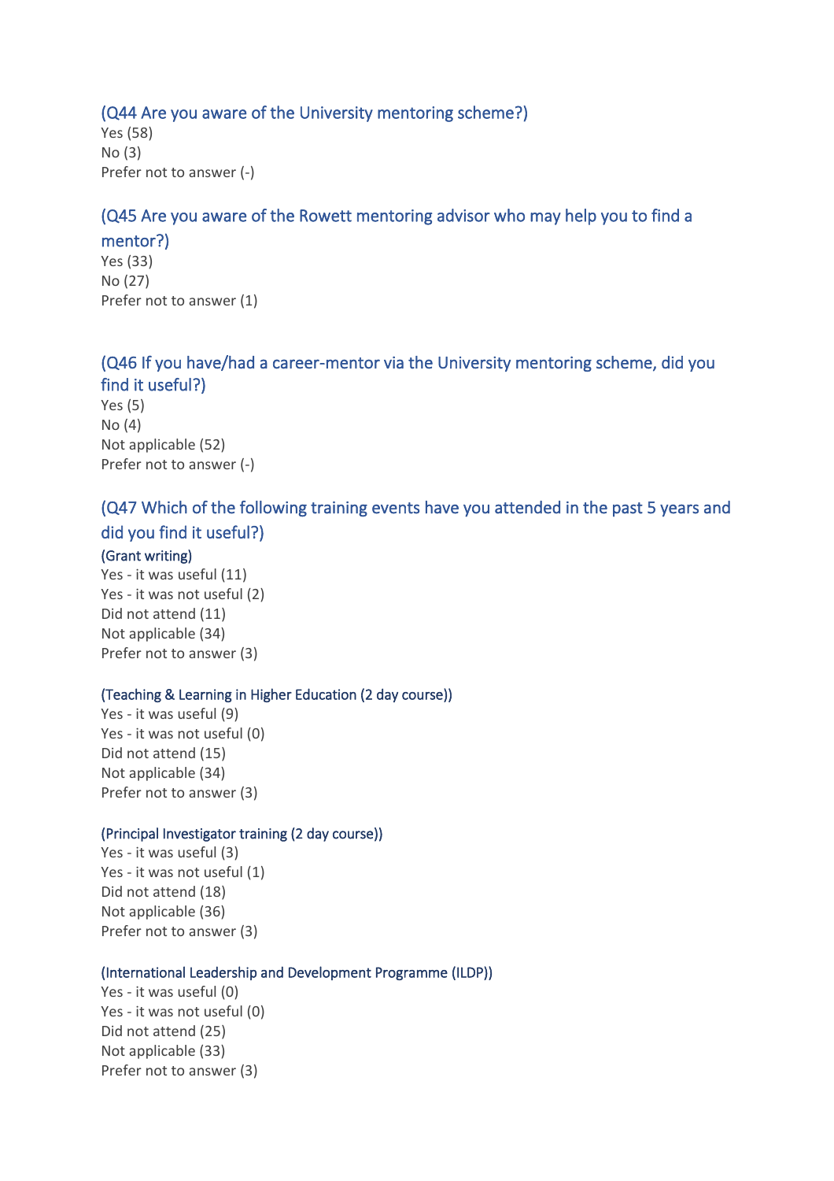### (Q44 Are you aware of the University mentoring scheme?)

Yes (58)
No (3)
Prefer not to answer (-)

### (Q45 Are you aware of the Rowett mentoring advisor who may help you to find a mentor?)

Yes (33)
No (27)
Prefer not to answer (1)

### (Q46 If you have/had a career-mentor via the University mentoring scheme, did you find it useful?)

Yes (5)
No (4)
Not applicable (52)
Prefer not to answer (-)

### (Q47 Which of the following training events have you attended in the past 5 years and did you find it useful?)

#### (Grant writing)

Yes - it was useful (11)
Yes - it was not useful (2)
Did not attend (11)
Not applicable (34)
Prefer not to answer (3)

#### (Teaching & Learning in Higher Education (2 day course))

Yes - it was useful (9)
Yes - it was not useful (0)
Did not attend (15)
Not applicable (34)
Prefer not to answer (3)

#### (Principal Investigator training (2 day course))

Yes - it was useful (3)
Yes - it was not useful (1)
Did not attend (18)
Not applicable (36)
Prefer not to answer (3)

#### (International Leadership and Development Programme (ILDP))

Yes - it was useful (0)
Yes - it was not useful (0)
Did not attend (25)
Not applicable (33)
Prefer not to answer (3)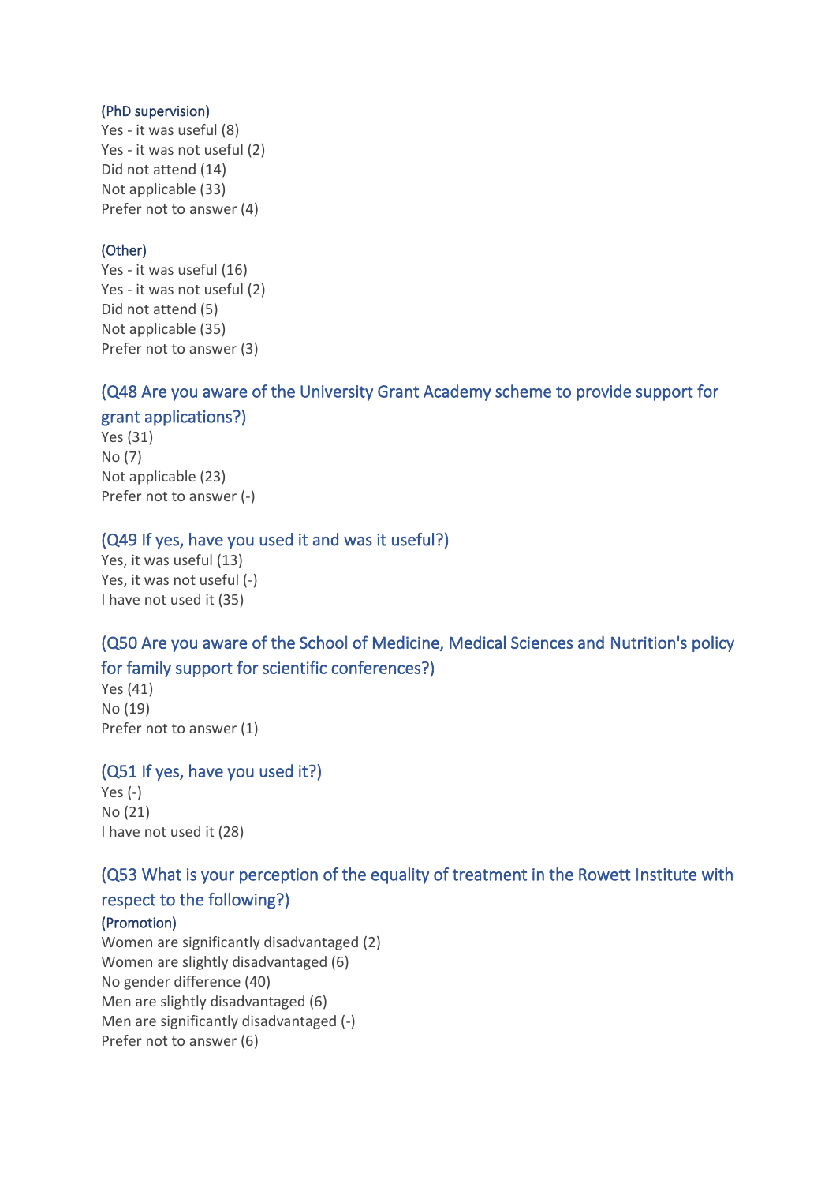(PhD supervision)

Yes - it was useful (8)
Yes - it was not useful (2)
Did not attend (14)
Not applicable (33)
Prefer not to answer (4)

(Other)

Yes - it was useful (16)
Yes - it was not useful (2)
Did not attend (5)
Not applicable (35)
Prefer not to answer (3)

## (Q48 Are you aware of the University Grant Academy scheme to provide support for grant applications?)

Yes (31)
No (7)
Not applicable (23)
Prefer not to answer (-)

## (Q49 If yes, have you used it and was it useful?)

Yes, it was useful (13)
Yes, it was not useful (-)
I have not used it (35)

## (Q50 Are you aware of the School of Medicine, Medical Sciences and Nutrition's policy for family support for scientific conferences?)

Yes (41)
No (19)
Prefer not to answer (1)

## (Q51 If yes, have you used it?)

Yes (-)
No (21)
I have not used it (28)

## (Q53 What is your perception of the equality of treatment in the Rowett Institute with respect to the following?)

(Promotion)

Women are significantly disadvantaged (2)
Women are slightly disadvantaged (6)
No gender difference (40)
Men are slightly disadvantaged (6)
Men are significantly disadvantaged (-)
Prefer not to answer (6)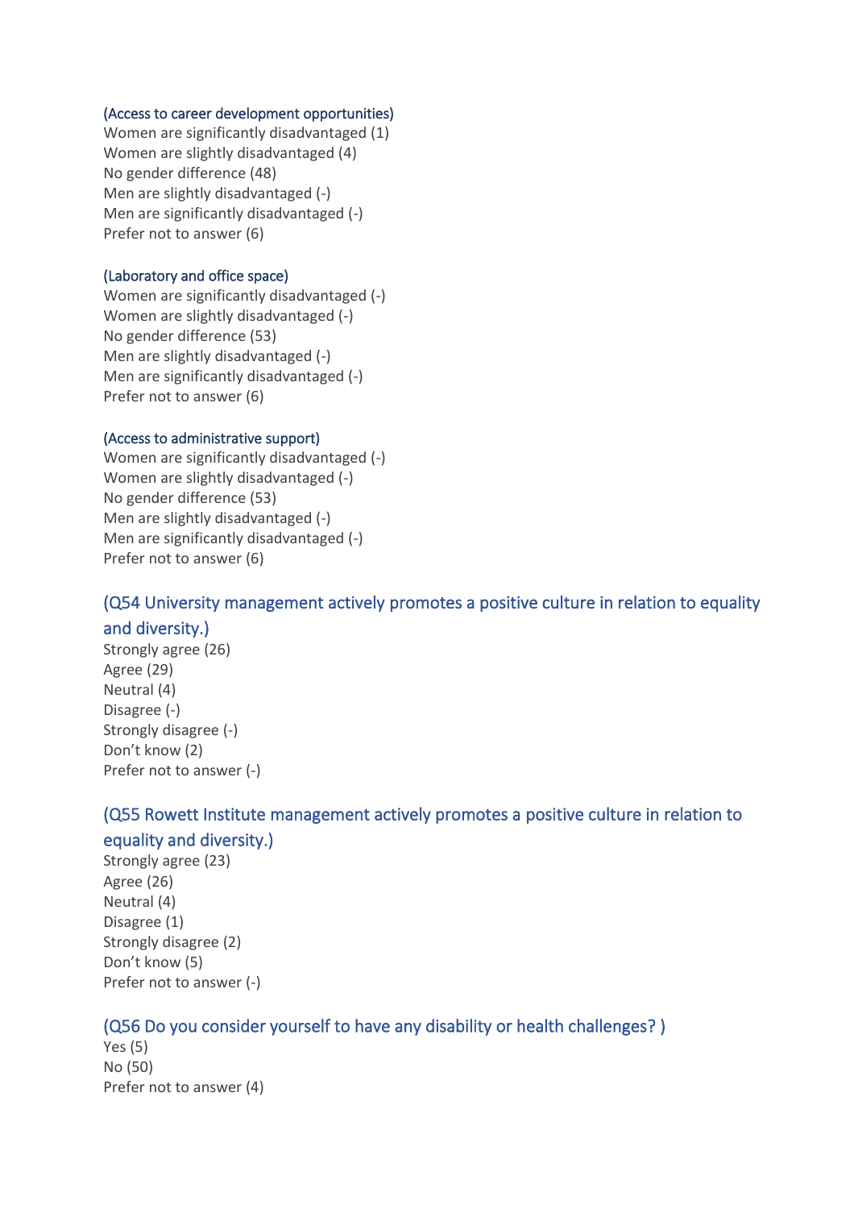(Access to career development opportunities)

Women are significantly disadvantaged (1)
Women are slightly disadvantaged (4)
No gender difference (48)
Men are slightly disadvantaged (-)
Men are significantly disadvantaged (-)
Prefer not to answer (6)

(Laboratory and office space)

Women are significantly disadvantaged (-)
Women are slightly disadvantaged (-)
No gender difference (53)
Men are slightly disadvantaged (-)
Men are significantly disadvantaged (-)
Prefer not to answer (6)

(Access to administrative support)

Women are significantly disadvantaged (-)
Women are slightly disadvantaged (-)
No gender difference (53)
Men are slightly disadvantaged (-)
Men are significantly disadvantaged (-)
Prefer not to answer (6)

### (Q54 University management actively promotes a positive culture in relation to equality and diversity.)

Strongly agree (26)
Agree (29)
Neutral (4)
Disagree (-)
Strongly disagree (-)
Don't know (2)
Prefer not to answer (-)

### (Q55 Rowett Institute management actively promotes a positive culture in relation to equality and diversity.)

Strongly agree (23)
Agree (26)
Neutral (4)
Disagree (1)
Strongly disagree (2)
Don't know (5)
Prefer not to answer (-)

### (Q56 Do you consider yourself to have any disability or health challenges? )

Yes (5)
No (50)
Prefer not to answer (4)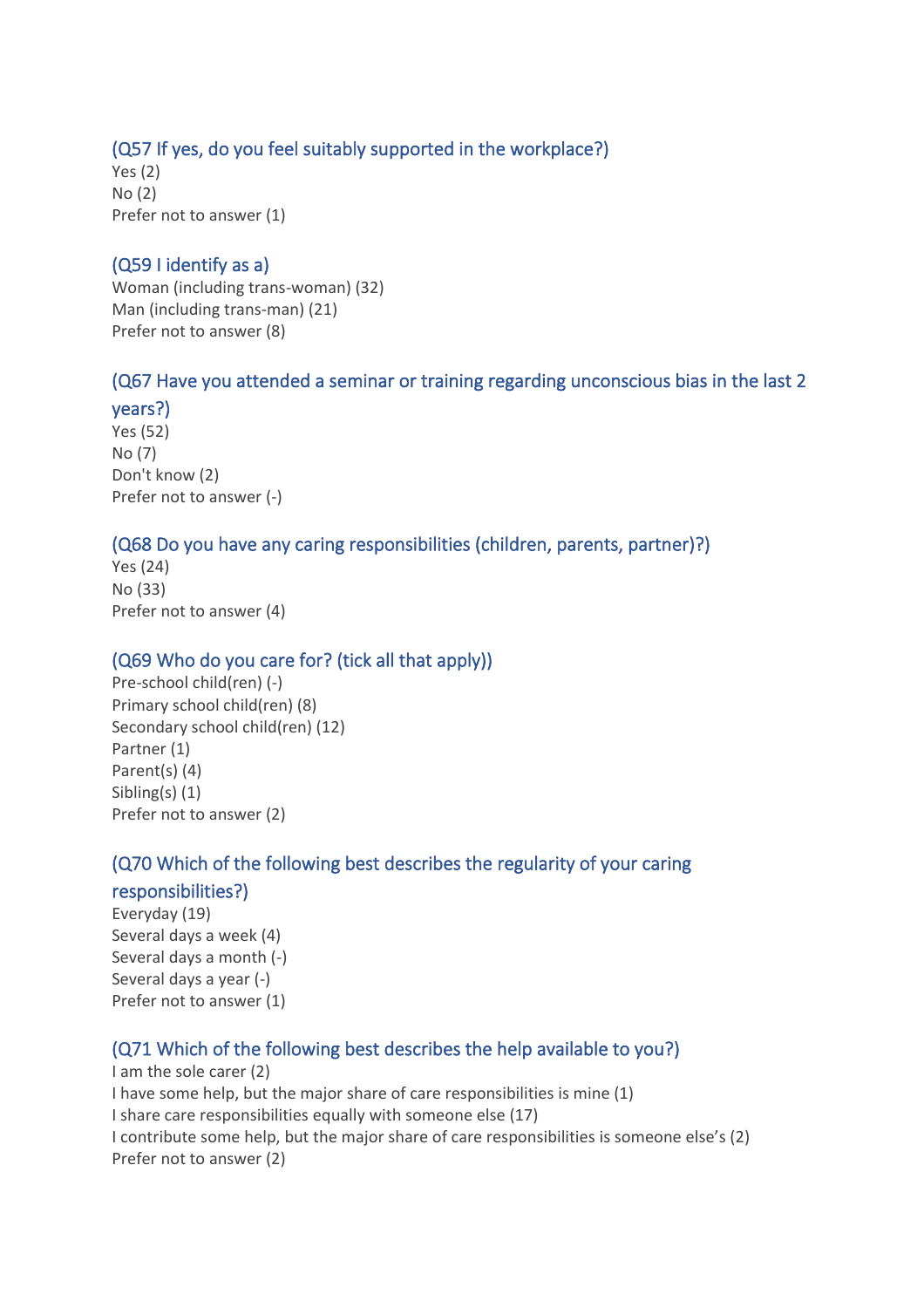### (Q57 If yes, do you feel suitably supported in the workplace?)

Yes (2)
No (2)
Prefer not to answer (1)

### (Q59 I identify as a)

Woman (including trans-woman) (32)
Man (including trans-man) (21)
Prefer not to answer (8)

### (Q67 Have you attended a seminar or training regarding unconscious bias in the last 2 years?)

Yes (52)
No (7)
Don't know (2)
Prefer not to answer (-)

### (Q68 Do you have any caring responsibilities (children, parents, partner)?)

Yes (24)
No (33)
Prefer not to answer (4)

### (Q69 Who do you care for? (tick all that apply))

Pre-school child(ren) (-)
Primary school child(ren) (8)
Secondary school child(ren) (12)
Partner (1)
Parent(s) (4)
Sibling(s) (1)
Prefer not to answer (2)

### (Q70 Which of the following best describes the regularity of your caring responsibilities?)

Everyday (19)
Several days a week (4)
Several days a month (-)
Several days a year (-)
Prefer not to answer (1)

### (Q71 Which of the following best describes the help available to you?)

I am the sole carer (2)
I have some help, but the major share of care responsibilities is mine (1)
I share care responsibilities equally with someone else (17)
I contribute some help, but the major share of care responsibilities is someone else's (2)
Prefer not to answer (2)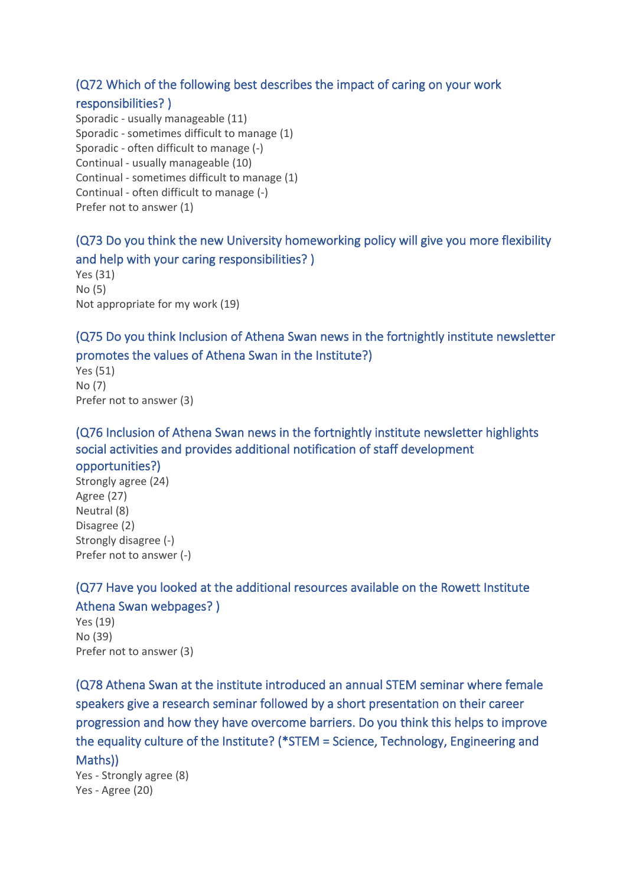### (Q72 Which of the following best describes the impact of caring on your work responsibilities? )

Sporadic - usually manageable (11)
Sporadic - sometimes difficult to manage (1)
Sporadic - often difficult to manage (-)
Continual - usually manageable (10)
Continual - sometimes difficult to manage (1)
Continual - often difficult to manage (-)
Prefer not to answer (1)

### (Q73 Do you think the new University homeworking policy will give you more flexibility and help with your caring responsibilities? )

Yes (31)
No (5)
Not appropriate for my work (19)

### (Q75 Do you think Inclusion of Athena Swan news in the fortnightly institute newsletter promotes the values of Athena Swan in the Institute?)

Yes (51)
No (7)
Prefer not to answer (3)

### (Q76 Inclusion of Athena Swan news in the fortnightly institute newsletter highlights social activities and provides additional notification of staff development opportunities?)

Strongly agree (24)
Agree (27)
Neutral (8)
Disagree (2)
Strongly disagree (-)
Prefer not to answer (-)

### (Q77 Have you looked at the additional resources available on the Rowett Institute Athena Swan webpages? )

Yes (19)
No (39)
Prefer not to answer (3)

### (Q78 Athena Swan at the institute introduced an annual STEM seminar where female speakers give a research seminar followed by a short presentation on their career progression and how they have overcome barriers. Do you think this helps to improve the equality culture of the Institute? (*STEM = Science, Technology, Engineering and Maths))

Yes - Strongly agree (8)
Yes - Agree (20)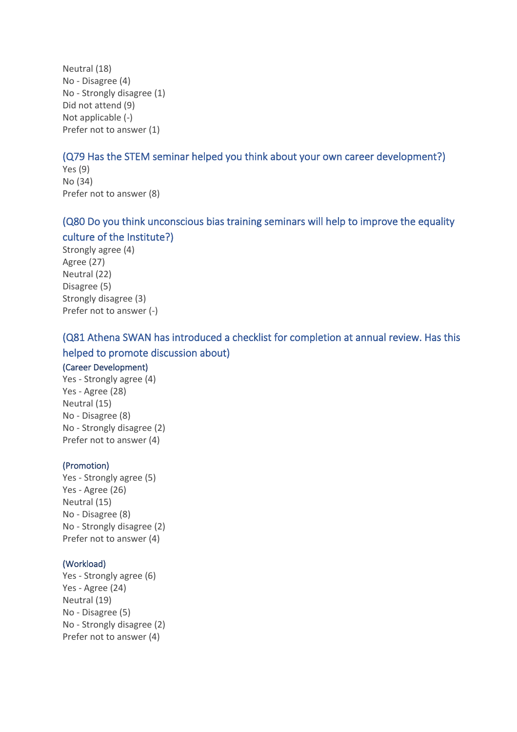Neutral (18)
No - Disagree (4)
No - Strongly disagree (1)
Did not attend (9)
Not applicable (-)
Prefer not to answer (1)

### (Q79 Has the STEM seminar helped you think about your own career development?)

Yes (9)
No (34)
Prefer not to answer (8)

### (Q80 Do you think unconscious bias training seminars will help to improve the equality culture of the Institute?)

Strongly agree (4)
Agree (27)
Neutral (22)
Disagree (5)
Strongly disagree (3)
Prefer not to answer (-)

### (Q81 Athena SWAN has introduced a checklist for completion at annual review. Has this helped to promote discussion about)

#### (Career Development)

Yes - Strongly agree (4)
Yes - Agree (28)
Neutral (15)
No - Disagree (8)
No - Strongly disagree (2)
Prefer not to answer (4)

#### (Promotion)

Yes - Strongly agree (5)
Yes - Agree (26)
Neutral (15)
No - Disagree (8)
No - Strongly disagree (2)
Prefer not to answer (4)

#### (Workload)

Yes - Strongly agree (6)
Yes - Agree (24)
Neutral (19)
No - Disagree (5)
No - Strongly disagree (2)
Prefer not to answer (4)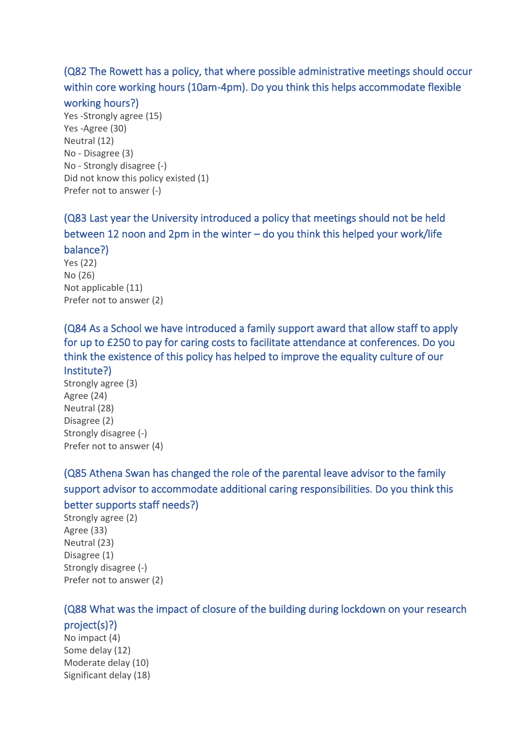(Q82 The Rowett has a policy, that where possible administrative meetings should occur within core working hours (10am-4pm). Do you think this helps accommodate flexible working hours?)

Yes -Strongly agree (15)
Yes -Agree (30)
Neutral (12)
No - Disagree (3)
No - Strongly disagree (-)
Did not know this policy existed (1)
Prefer not to answer (-)

(Q83 Last year the University introduced a policy that meetings should not be held between 12 noon and 2pm in the winter – do you think this helped your work/life balance?)

Yes (22)
No (26)
Not applicable (11)
Prefer not to answer (2)

(Q84 As a School we have introduced a family support award that allow staff to apply for up to £250 to pay for caring costs to facilitate attendance at conferences. Do you think the existence of this policy has helped to improve the equality culture of our Institute?)

Strongly agree (3)
Agree (24)
Neutral (28)
Disagree (2)
Strongly disagree (-)
Prefer not to answer (4)

(Q85 Athena Swan has changed the role of the parental leave advisor to the family support advisor to accommodate additional caring responsibilities. Do you think this better supports staff needs?)

Strongly agree (2)
Agree (33)
Neutral (23)
Disagree (1)
Strongly disagree (-)
Prefer not to answer (2)

(Q88 What was the impact of closure of the building during lockdown on your research project(s)?)

No impact (4)
Some delay (12)
Moderate delay (10)
Significant delay (18)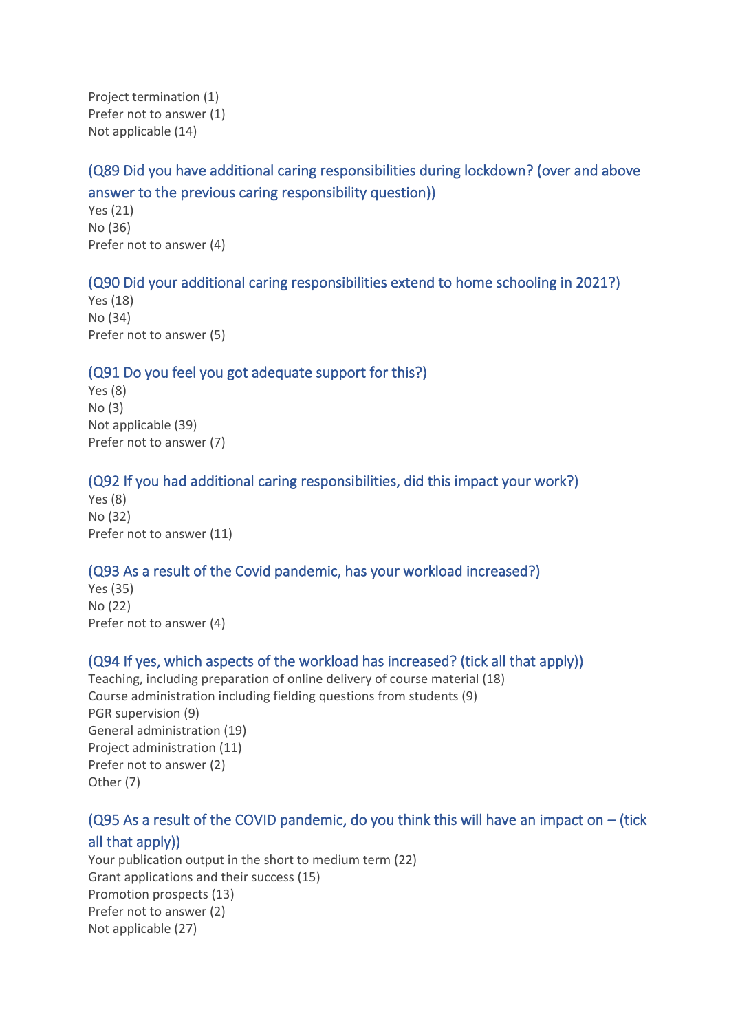Project termination (1)
Prefer not to answer (1)
Not applicable (14)

### (Q89 Did you have additional caring responsibilities during lockdown? (over and above answer to the previous caring responsibility question))

Yes (21)
No (36)
Prefer not to answer (4)

### (Q90 Did your additional caring responsibilities extend to home schooling in 2021?)

Yes (18)
No (34)
Prefer not to answer (5)

### (Q91 Do you feel you got adequate support for this?)

Yes (8)
No (3)
Not applicable (39)
Prefer not to answer (7)

### (Q92 If you had additional caring responsibilities, did this impact your work?)

Yes (8)
No (32)
Prefer not to answer (11)

### (Q93 As a result of the Covid pandemic, has your workload increased?)

Yes (35)
No (22)
Prefer not to answer (4)

### (Q94 If yes, which aspects of the workload has increased? (tick all that apply))

Teaching, including preparation of online delivery of course material (18)
Course administration including fielding questions from students (9)
PGR supervision (9)
General administration (19)
Project administration (11)
Prefer not to answer (2)
Other (7)

### (Q95 As a result of the COVID pandemic, do you think this will have an impact on – (tick all that apply))

Your publication output in the short to medium term (22)
Grant applications and their success (15)
Promotion prospects (13)
Prefer not to answer (2)
Not applicable (27)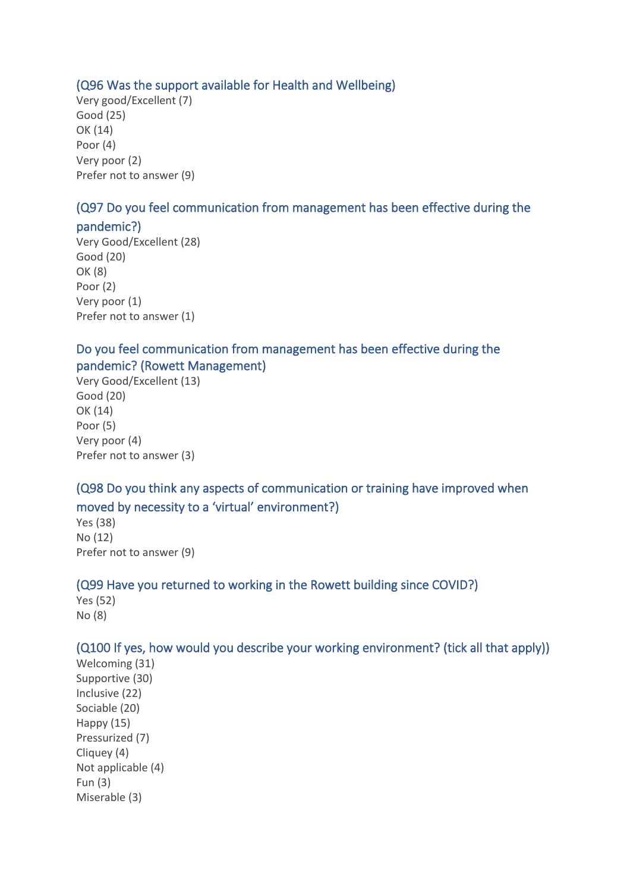### (Q96 Was the support available for Health and Wellbeing)

Very good/Excellent (7)
Good (25)
OK (14)
Poor (4)
Very poor (2)
Prefer not to answer (9)

### (Q97 Do you feel communication from management has been effective during the pandemic?)

Very Good/Excellent (28)
Good (20)
OK (8)
Poor (2)
Very poor (1)
Prefer not to answer (1)

### Do you feel communication from management has been effective during the pandemic? (Rowett Management)

Very Good/Excellent (13)
Good (20)
OK (14)
Poor (5)
Very poor (4)
Prefer not to answer (3)

### (Q98 Do you think any aspects of communication or training have improved when moved by necessity to a 'virtual' environment?)

Yes (38)
No (12)
Prefer not to answer (9)

### (Q99 Have you returned to working in the Rowett building since COVID?)

Yes (52)
No (8)

### (Q100 If yes, how would you describe your working environment? (tick all that apply))

Welcoming (31)
Supportive (30)
Inclusive (22)
Sociable (20)
Happy (15)
Pressurized (7)
Cliquey (4)
Not applicable (4)
Fun (3)
Miserable (3)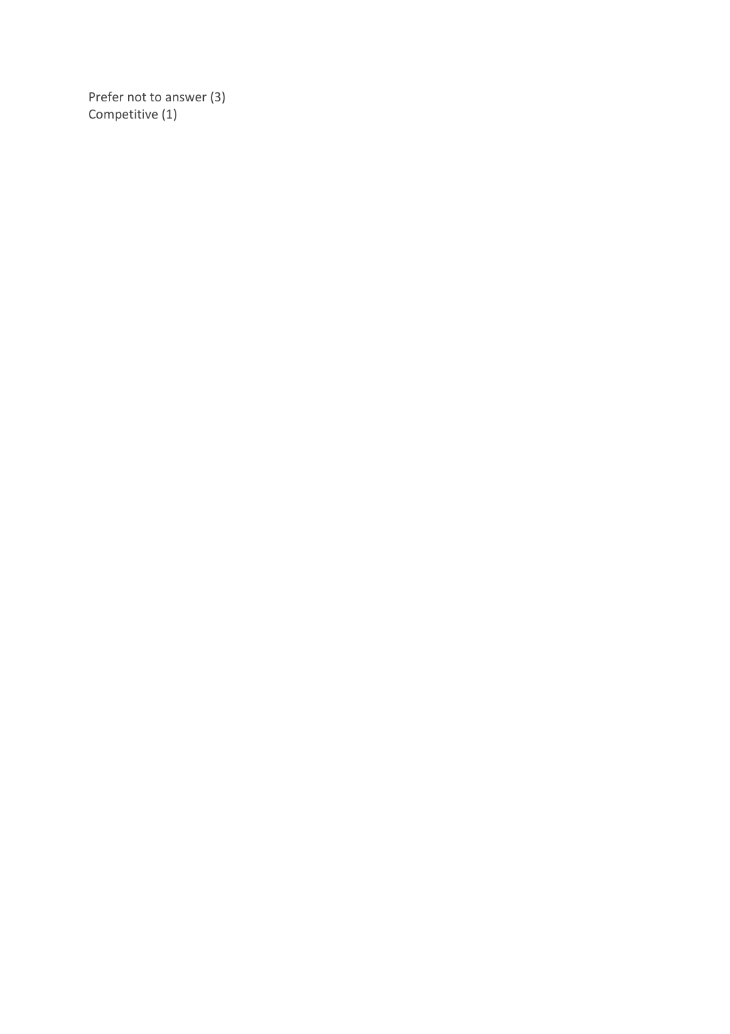Prefer not to answer (3)
Competitive (1)